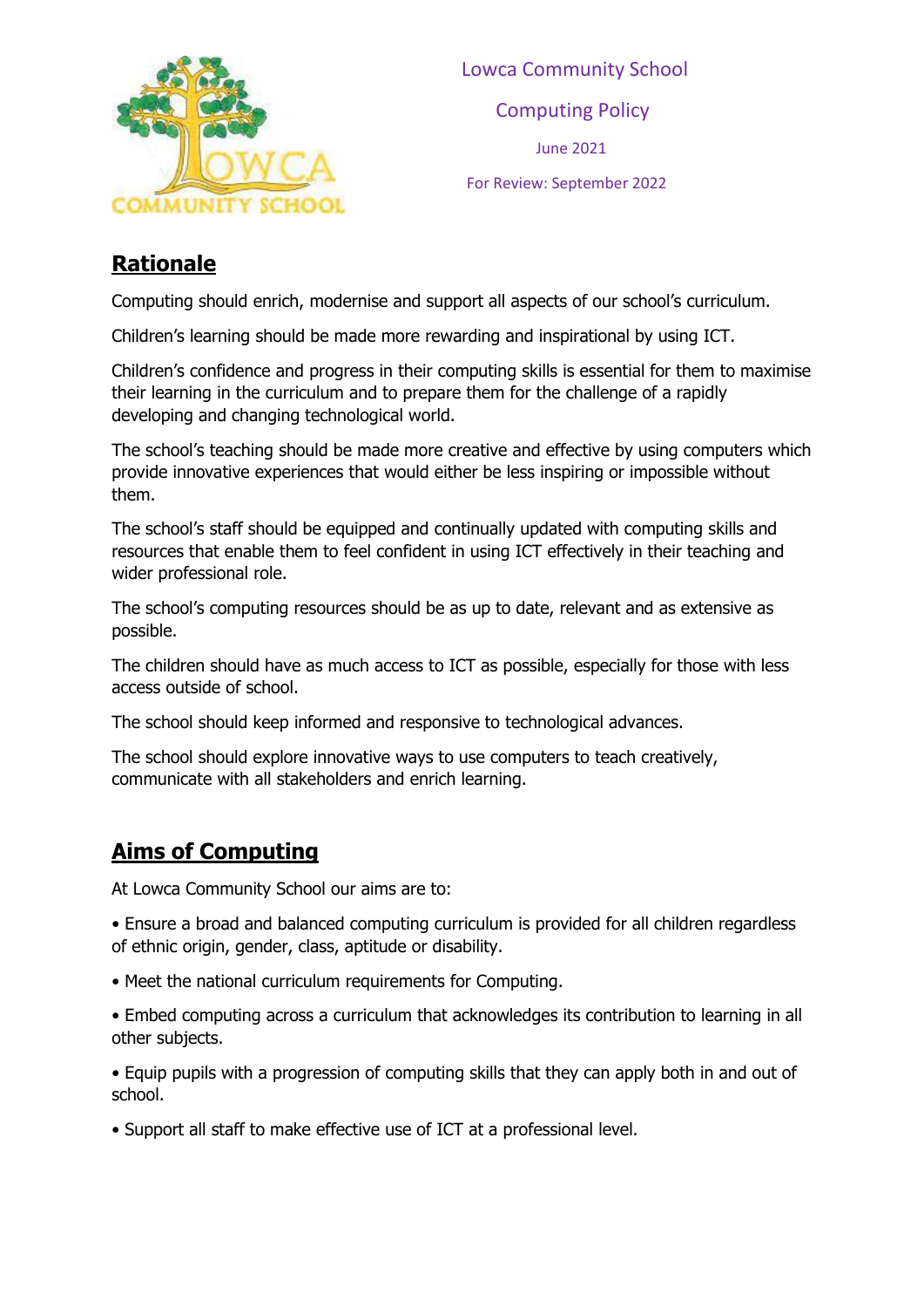Lowca Community School

Computing Policy

June 2021

For Review: September 2022

## Rationale

Computing should enrich, modernise and support all aspects of our school's curriculum.

Children's learning should be made more rewarding and inspirational by using ICT.

Children's confidence and progress in their computing skills is essential for them to maximise their learning in the curriculum and to prepare them for the challenge of a rapidly developing and changing technological world.

The school's teaching should be made more creative and effective by using computers which provide innovative experiences that would either be less inspiring or impossible without them.

The school's staff should be equipped and continually updated with computing skills and resources that enable them to feel confident in using ICT effectively in their teaching and wider professional role.

The school's computing resources should be as up to date, relevant and as extensive as possible.

The children should have as much access to ICT as possible, especially for those with less access outside of school.

The school should keep informed and responsive to technological advances.

The school should explore innovative ways to use computers to teach creatively, communicate with all stakeholders and enrich learning.

## Aims of Computing

At Lowca Community School our aims are to:

• Ensure a broad and balanced computing curriculum is provided for all children regardless of ethnic origin, gender, class, aptitude or disability.

• Meet the national curriculum requirements for Computing.

• Embed computing across a curriculum that acknowledges its contribution to learning in all other subjects.

• Equip pupils with a progression of computing skills that they can apply both in and out of school.

• Support all staff to make effective use of ICT at a professional level.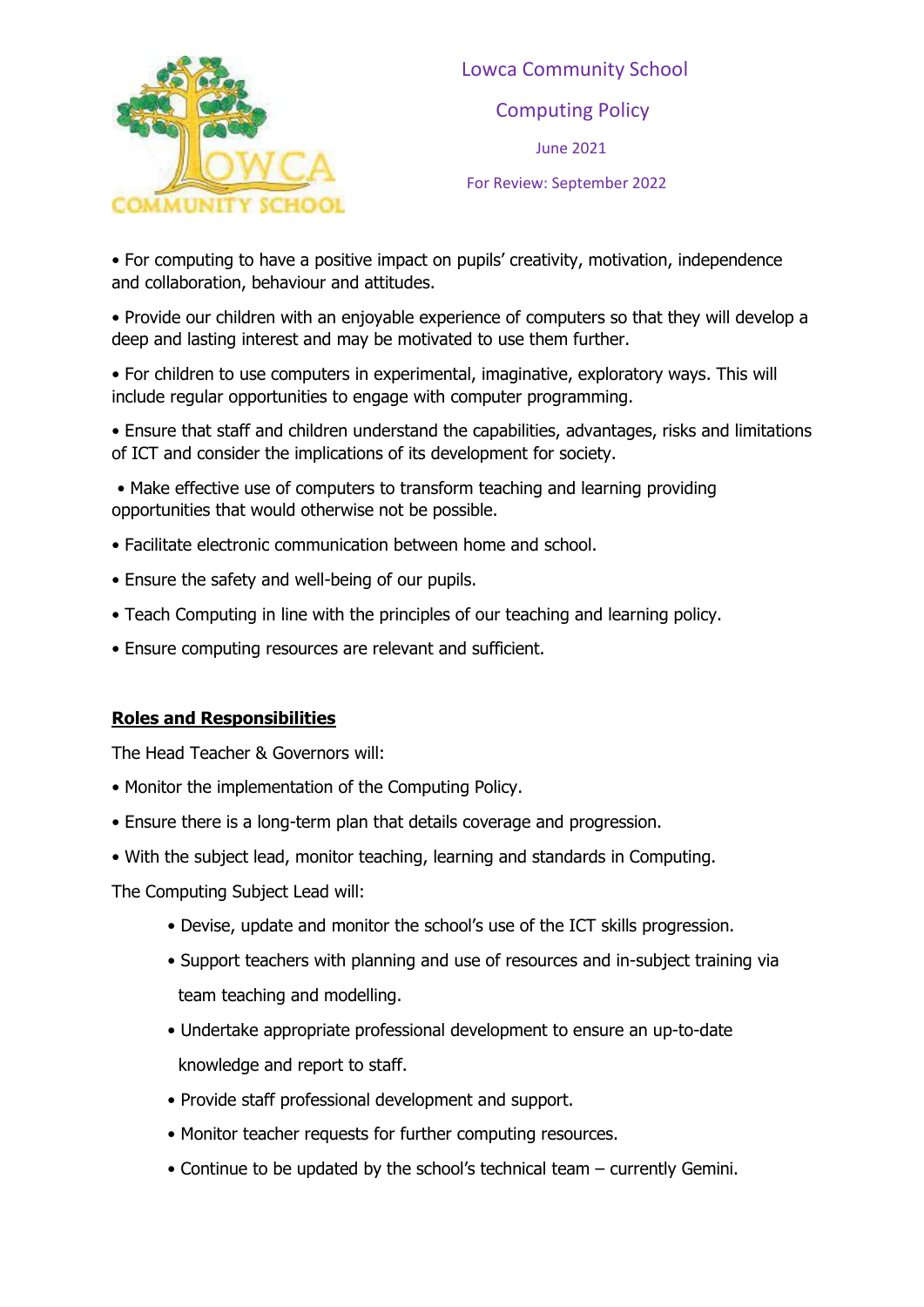Lowca Community School

Computing Policy

June 2021

For Review: September 2022

- For computing to have a positive impact on pupils' creativity, motivation, independence and collaboration, behaviour and attitudes.
- Provide our children with an enjoyable experience of computers so that they will develop a deep and lasting interest and may be motivated to use them further.
- For children to use computers in experimental, imaginative, exploratory ways. This will include regular opportunities to engage with computer programming.
- Ensure that staff and children understand the capabilities, advantages, risks and limitations of ICT and consider the implications of its development for society.
- Make effective use of computers to transform teaching and learning providing opportunities that would otherwise not be possible.
- Facilitate electronic communication between home and school.
- Ensure the safety and well-being of our pupils.
- Teach Computing in line with the principles of our teaching and learning policy.
- Ensure computing resources are relevant and sufficient.

## Roles and Responsibilities

The Head Teacher & Governors will:

- Monitor the implementation of the Computing Policy.
- Ensure there is a long-term plan that details coverage and progression.
- With the subject lead, monitor teaching, learning and standards in Computing.

The Computing Subject Lead will:

- Devise, update and monitor the school's use of the ICT skills progression.
- Support teachers with planning and use of resources and in-subject training via team teaching and modelling.
- Undertake appropriate professional development to ensure an up-to-date knowledge and report to staff.
- Provide staff professional development and support.
- Monitor teacher requests for further computing resources.
- Continue to be updated by the school's technical team – currently Gemini.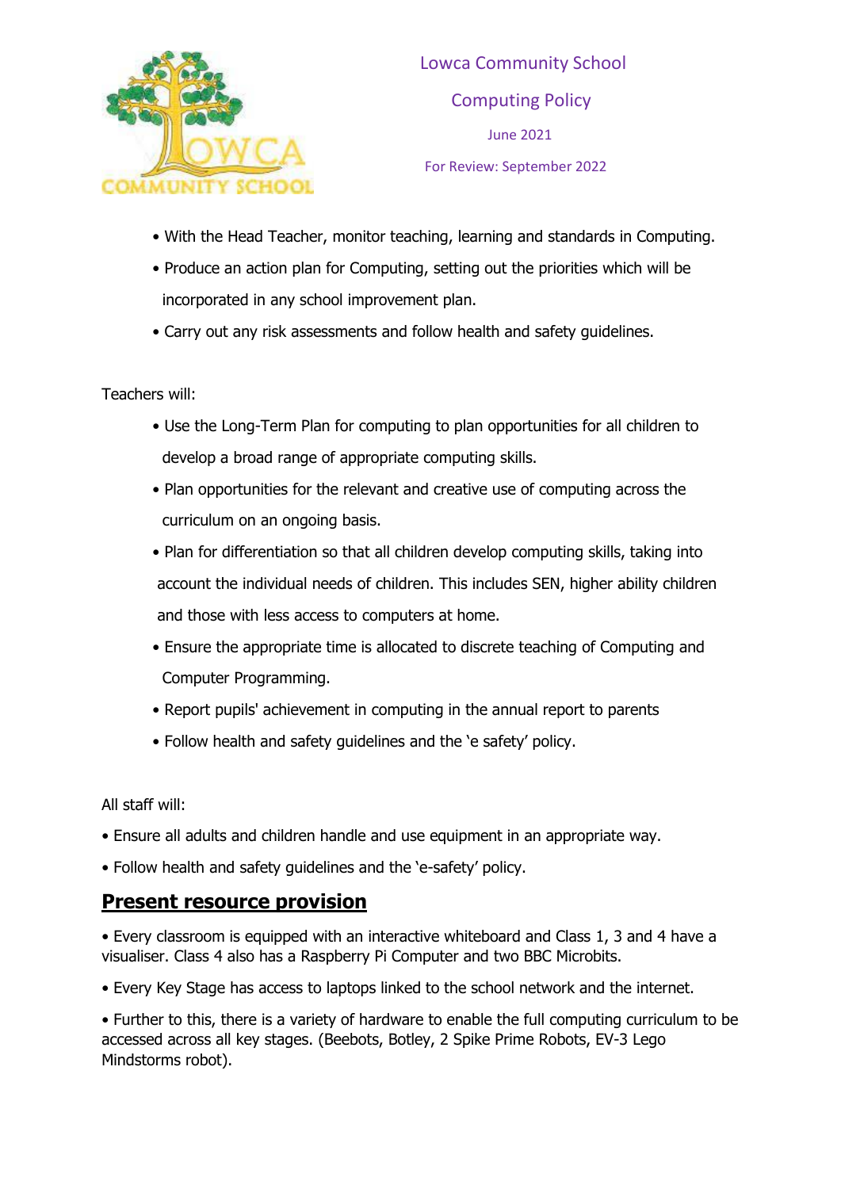- With the Head Teacher, monitor teaching, learning and standards in Computing.
- Produce an action plan for Computing, setting out the priorities which will be incorporated in any school improvement plan.
- Carry out any risk assessments and follow health and safety guidelines.

Teachers will:

- Use the Long-Term Plan for computing to plan opportunities for all children to develop a broad range of appropriate computing skills.
- Plan opportunities for the relevant and creative use of computing across the curriculum on an ongoing basis.
- Plan for differentiation so that all children develop computing skills, taking into account the individual needs of children. This includes SEN, higher ability children and those with less access to computers at home.
- Ensure the appropriate time is allocated to discrete teaching of Computing and Computer Programming.
- Report pupils' achievement in computing in the annual report to parents
- Follow health and safety guidelines and the 'e safety' policy.

All staff will:

- Ensure all adults and children handle and use equipment in an appropriate way.
- Follow health and safety guidelines and the 'e-safety' policy.

## Present resource provision

- Every classroom is equipped with an interactive whiteboard and Class 1, 3 and 4 have a visualiser. Class 4 also has a Raspberry Pi Computer and two BBC Microbits.
- Every Key Stage has access to laptops linked to the school network and the internet.
- Further to this, there is a variety of hardware to enable the full computing curriculum to be accessed across all key stages. (Beebots, Botley, 2 Spike Prime Robots, EV-3 Lego Mindstorms robot).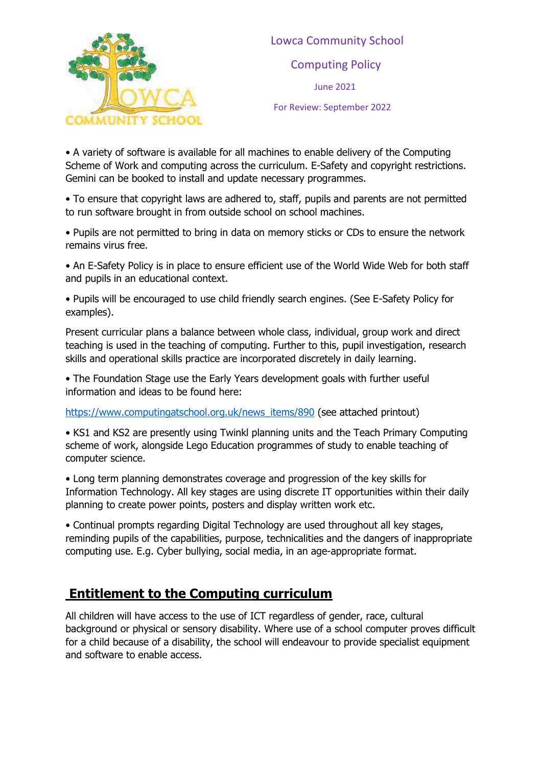Lowca Community School

Computing Policy

June 2021

For Review: September 2022

- A variety of software is available for all machines to enable delivery of the Computing Scheme of Work and computing across the curriculum. E-Safety and copyright restrictions. Gemini can be booked to install and update necessary programmes.
- To ensure that copyright laws are adhered to, staff, pupils and parents are not permitted to run software brought in from outside school on school machines.
- Pupils are not permitted to bring in data on memory sticks or CDs to ensure the network remains virus free.
- An E-Safety Policy is in place to ensure efficient use of the World Wide Web for both staff and pupils in an educational context.
- Pupils will be encouraged to use child friendly search engines. (See E-Safety Policy for examples).

Present curricular plans a balance between whole class, individual, group work and direct teaching is used in the teaching of computing. Further to this, pupil investigation, research skills and operational skills practice are incorporated discretely in daily learning.

- The Foundation Stage use the Early Years development goals with further useful information and ideas to be found here:

[https://www.computingatschool.org.uk/news_items/890](https://www.computingatschool.org.uk/news_items/890) (see attached printout)

- KS1 and KS2 are presently using Twinkl planning units and the Teach Primary Computing scheme of work, alongside Lego Education programmes of study to enable teaching of computer science.
- Long term planning demonstrates coverage and progression of the key skills for Information Technology. All key stages are using discrete IT opportunities within their daily planning to create power points, posters and display written work etc.
- Continual prompts regarding Digital Technology are used throughout all key stages, reminding pupils of the capabilities, purpose, technicalities and the dangers of inappropriate computing use. E.g. Cyber bullying, social media, in an age-appropriate format.

## Entitlement to the Computing curriculum

All children will have access to the use of ICT regardless of gender, race, cultural background or physical or sensory disability. Where use of a school computer proves difficult for a child because of a disability, the school will endeavour to provide specialist equipment and software to enable access.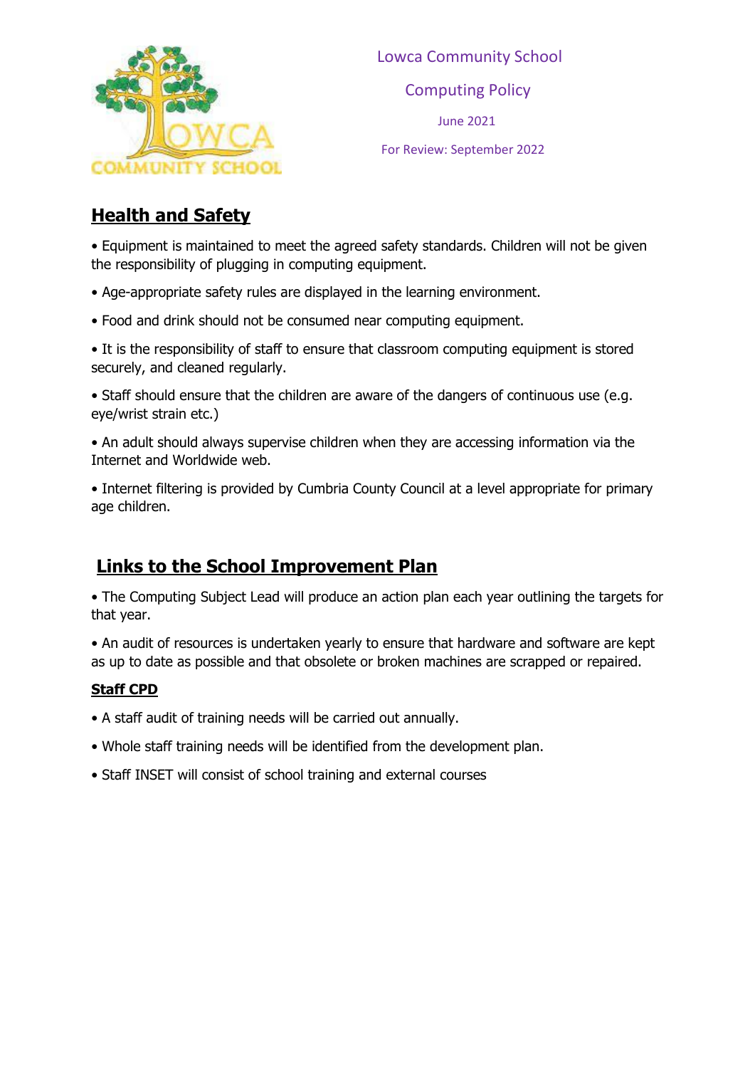Lowca Community School

Computing Policy

June 2021

For Review: September 2022

## Health and Safety

• Equipment is maintained to meet the agreed safety standards. Children will not be given the responsibility of plugging in computing equipment.

• Age-appropriate safety rules are displayed in the learning environment.

• Food and drink should not be consumed near computing equipment.

• It is the responsibility of staff to ensure that classroom computing equipment is stored securely, and cleaned regularly.

• Staff should ensure that the children are aware of the dangers of continuous use (e.g. eye/wrist strain etc.)

• An adult should always supervise children when they are accessing information via the Internet and Worldwide web.

• Internet filtering is provided by Cumbria County Council at a level appropriate for primary age children.

## Links to the School Improvement Plan

• The Computing Subject Lead will produce an action plan each year outlining the targets for that year.

• An audit of resources is undertaken yearly to ensure that hardware and software are kept as up to date as possible and that obsolete or broken machines are scrapped or repaired.

### Staff CPD

• A staff audit of training needs will be carried out annually.

• Whole staff training needs will be identified from the development plan.

• Staff INSET will consist of school training and external courses